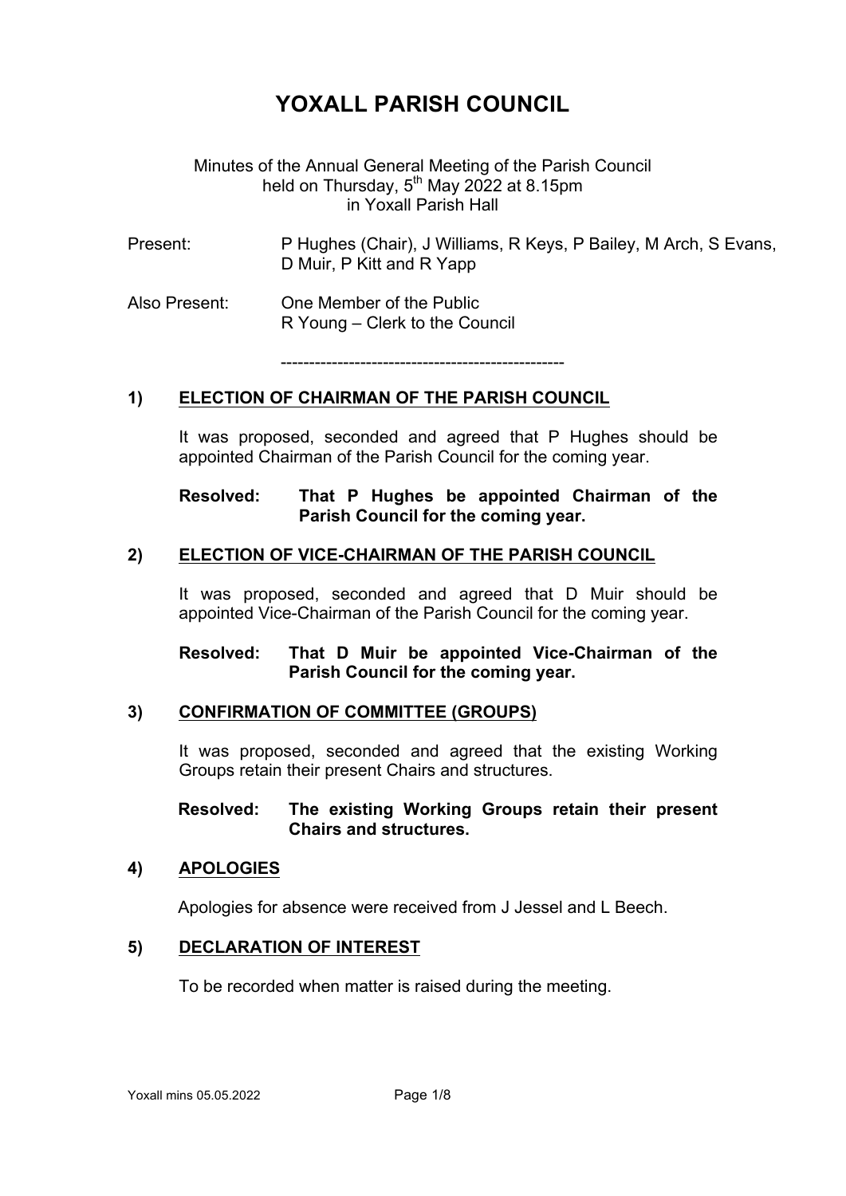# YOXALL PARISH COUNCIL

Minutes of the Annual General Meeting of the Parish Council held on Thursday, 5th May 2022 at 8.15pm in Yoxall Parish Hall

Present: P Hughes (Chair), J Williams, R Keys, P Bailey, M Arch, S Evans, D Muir, P Kitt and R Yapp

Also Present: One Member of the Public
R Young – Clerk to the Council

---

## 1) ELECTION OF CHAIRMAN OF THE PARISH COUNCIL

It was proposed, seconded and agreed that P Hughes should be appointed Chairman of the Parish Council for the coming year.

**Resolved: That P Hughes be appointed Chairman of the Parish Council for the coming year.**

## 2) ELECTION OF VICE-CHAIRMAN OF THE PARISH COUNCIL

It was proposed, seconded and agreed that D Muir should be appointed Vice-Chairman of the Parish Council for the coming year.

**Resolved: That D Muir be appointed Vice-Chairman of the Parish Council for the coming year.**

## 3) CONFIRMATION OF COMMITTEE (GROUPS)

It was proposed, seconded and agreed that the existing Working Groups retain their present Chairs and structures.

**Resolved: The existing Working Groups retain their present Chairs and structures.**

## 4) APOLOGIES

Apologies for absence were received from J Jessel and L Beech.

## 5) DECLARATION OF INTEREST

To be recorded when matter is raised during the meeting.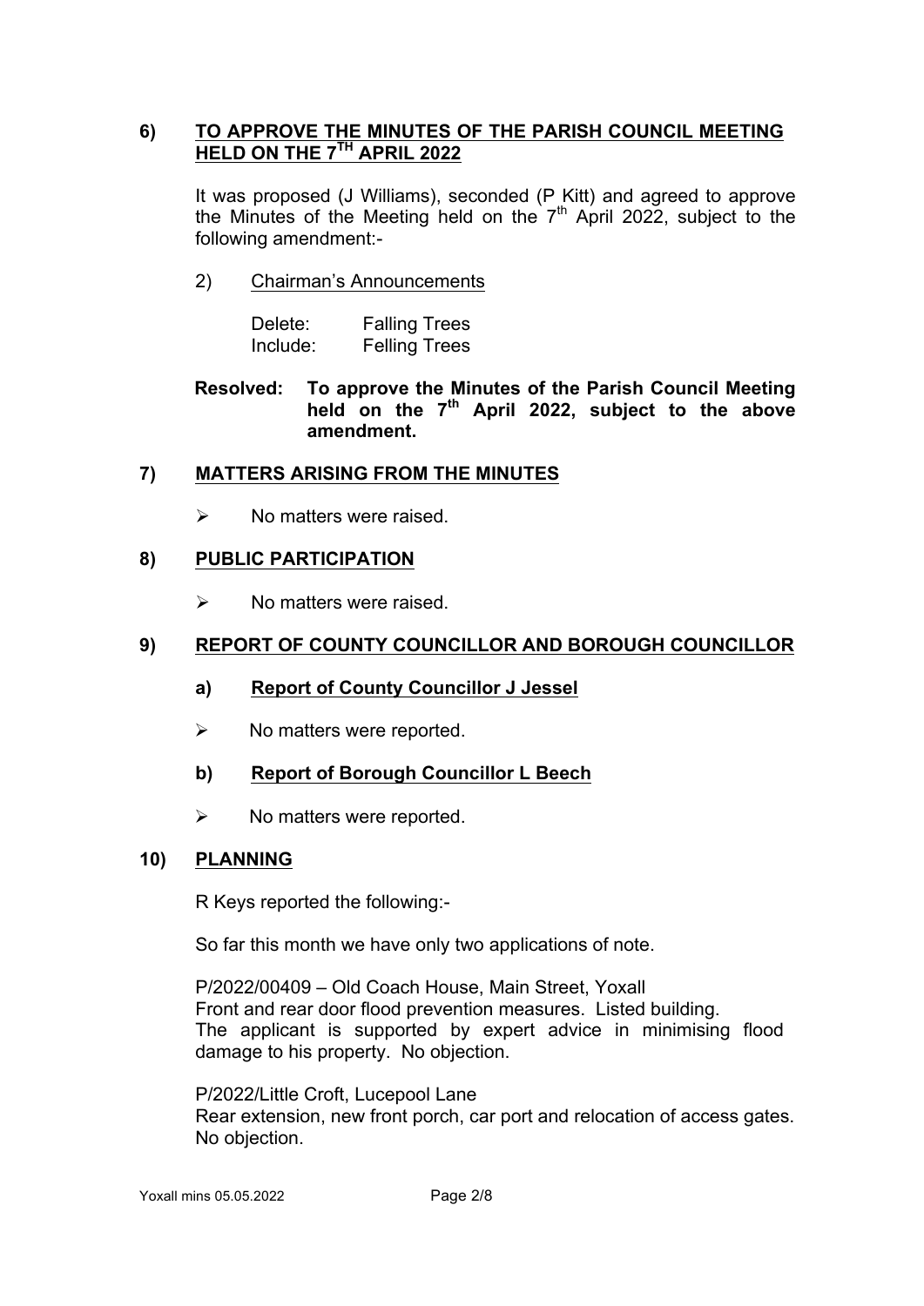## 6) TO APPROVE THE MINUTES OF THE PARISH COUNCIL MEETING HELD ON THE 7TH APRIL 2022

It was proposed (J Williams), seconded (P Kitt) and agreed to approve the Minutes of the Meeting held on the 7th April 2022, subject to the following amendment:-

2) Chairman's Announcements

| | |
|---|---|
| Delete: | Falling Trees |
| Include: | Felling Trees |

**Resolved: To approve the Minutes of the Parish Council Meeting held on the 7th April 2022, subject to the above amendment.**

## 7) MATTERS ARISING FROM THE MINUTES

- No matters were raised.

## 8) PUBLIC PARTICIPATION

- No matters were raised.

## 9) REPORT OF COUNTY COUNCILLOR AND BOROUGH COUNCILLOR

### a) Report of County Councillor J Jessel

- No matters were reported.

### b) Report of Borough Councillor L Beech

- No matters were reported.

## 10) PLANNING

R Keys reported the following:-

So far this month we have only two applications of note.

P/2022/00409 – Old Coach House, Main Street, Yoxall
Front and rear door flood prevention measures. Listed building.
The applicant is supported by expert advice in minimising flood damage to his property. No objection.

P/2022/Little Croft, Lucepool Lane
Rear extension, new front porch, car port and relocation of access gates.
No objection.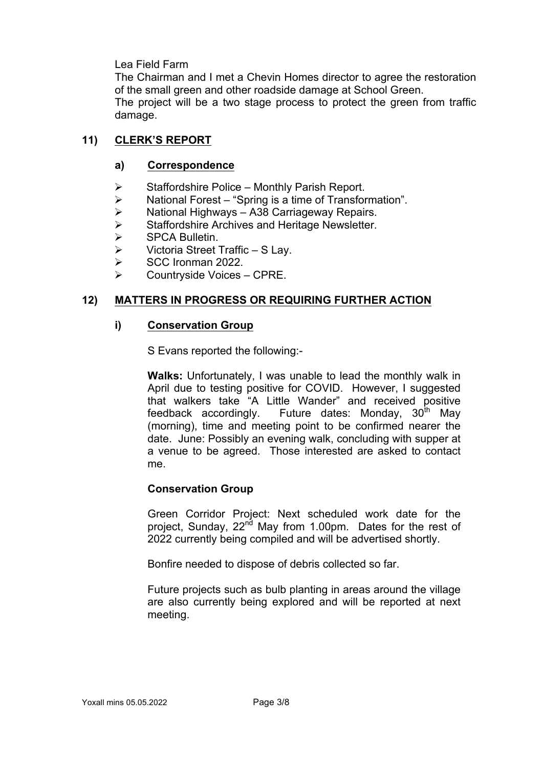Lea Field Farm

The Chairman and I met a Chevin Homes director to agree the restoration of the small green and other roadside damage at School Green.

The project will be a two stage process to protect the green from traffic damage.

## 11) CLERK'S REPORT

### a) Correspondence

- Staffordshire Police – Monthly Parish Report.
- National Forest – "Spring is a time of Transformation".
- National Highways – A38 Carriageway Repairs.
- Staffordshire Archives and Heritage Newsletter.
- SPCA Bulletin.
- Victoria Street Traffic – S Lay.
- SCC Ironman 2022.
- Countryside Voices – CPRE.

## 12) MATTERS IN PROGRESS OR REQUIRING FURTHER ACTION

### i) Conservation Group

S Evans reported the following:-

**Walks:** Unfortunately, I was unable to lead the monthly walk in April due to testing positive for COVID. However, I suggested that walkers take "A Little Wander" and received positive feedback accordingly. Future dates: Monday, 30th May (morning), time and meeting point to be confirmed nearer the date. June: Possibly an evening walk, concluding with supper at a venue to be agreed. Those interested are asked to contact me.

**Conservation Group**

Green Corridor Project: Next scheduled work date for the project, Sunday, 22nd May from 1.00pm. Dates for the rest of 2022 currently being compiled and will be advertised shortly.

Bonfire needed to dispose of debris collected so far.

Future projects such as bulb planting in areas around the village are also currently being explored and will be reported at next meeting.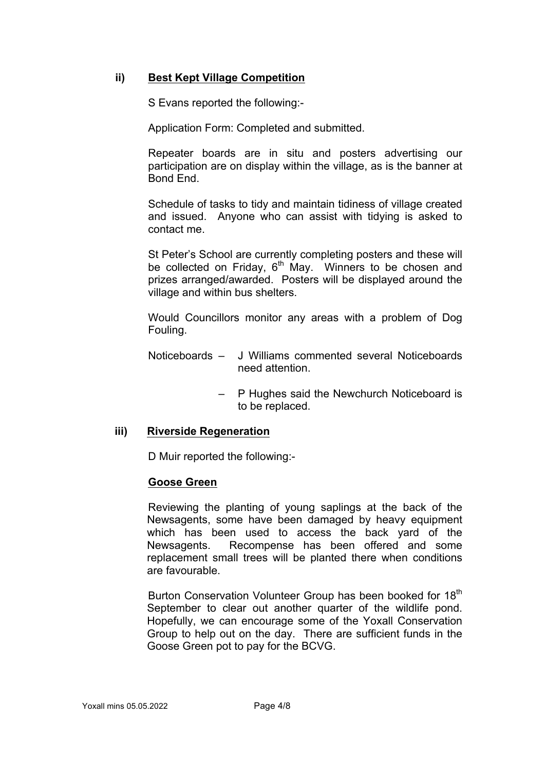### ii) Best Kept Village Competition

S Evans reported the following:-

Application Form: Completed and submitted.

Repeater boards are in situ and posters advertising our participation are on display within the village, as is the banner at Bond End.

Schedule of tasks to tidy and maintain tidiness of village created and issued. Anyone who can assist with tidying is asked to contact me.

St Peter's School are currently completing posters and these will be collected on Friday, 6th May. Winners to be chosen and prizes arranged/awarded. Posters will be displayed around the village and within bus shelters.

Would Councillors monitor any areas with a problem of Dog Fouling.

Noticeboards – J Williams commented several Noticeboards need attention.

– P Hughes said the Newchurch Noticeboard is to be replaced.

### iii) Riverside Regeneration

D Muir reported the following:-

**Goose Green**

Reviewing the planting of young saplings at the back of the Newsagents, some have been damaged by heavy equipment which has been used to access the back yard of the Newsagents. Recompense has been offered and some replacement small trees will be planted there when conditions are favourable.

Burton Conservation Volunteer Group has been booked for 18th September to clear out another quarter of the wildlife pond. Hopefully, we can encourage some of the Yoxall Conservation Group to help out on the day. There are sufficient funds in the Goose Green pot to pay for the BCVG.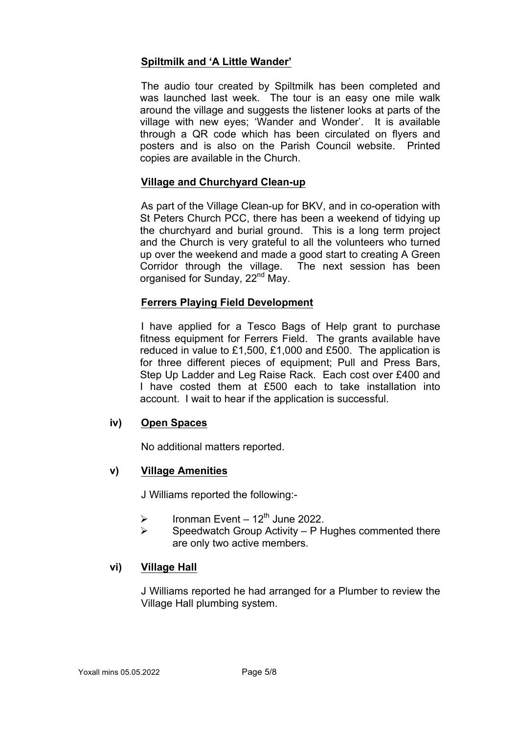**Spiltmilk and 'A Little Wander'**

The audio tour created by Spiltmilk has been completed and was launched last week. The tour is an easy one mile walk around the village and suggests the listener looks at parts of the village with new eyes; 'Wander and Wonder'. It is available through a QR code which has been circulated on flyers and posters and is also on the Parish Council website. Printed copies are available in the Church.

**Village and Churchyard Clean-up**

As part of the Village Clean-up for BKV, and in co-operation with St Peters Church PCC, there has been a weekend of tidying up the churchyard and burial ground. This is a long term project and the Church is very grateful to all the volunteers who turned up over the weekend and made a good start to creating A Green Corridor through the village. The next session has been organised for Sunday, 22nd May.

**Ferrers Playing Field Development**

I have applied for a Tesco Bags of Help grant to purchase fitness equipment for Ferrers Field. The grants available have reduced in value to £1,500, £1,000 and £500. The application is for three different pieces of equipment; Pull and Press Bars, Step Up Ladder and Leg Raise Rack. Each cost over £400 and I have costed them at £500 each to take installation into account. I wait to hear if the application is successful.

**iv) Open Spaces**

No additional matters reported.

**v) Village Amenities**

J Williams reported the following:-

- Ironman Event – 12th June 2022.
- Speedwatch Group Activity – P Hughes commented there are only two active members.

**vi) Village Hall**

J Williams reported he had arranged for a Plumber to review the Village Hall plumbing system.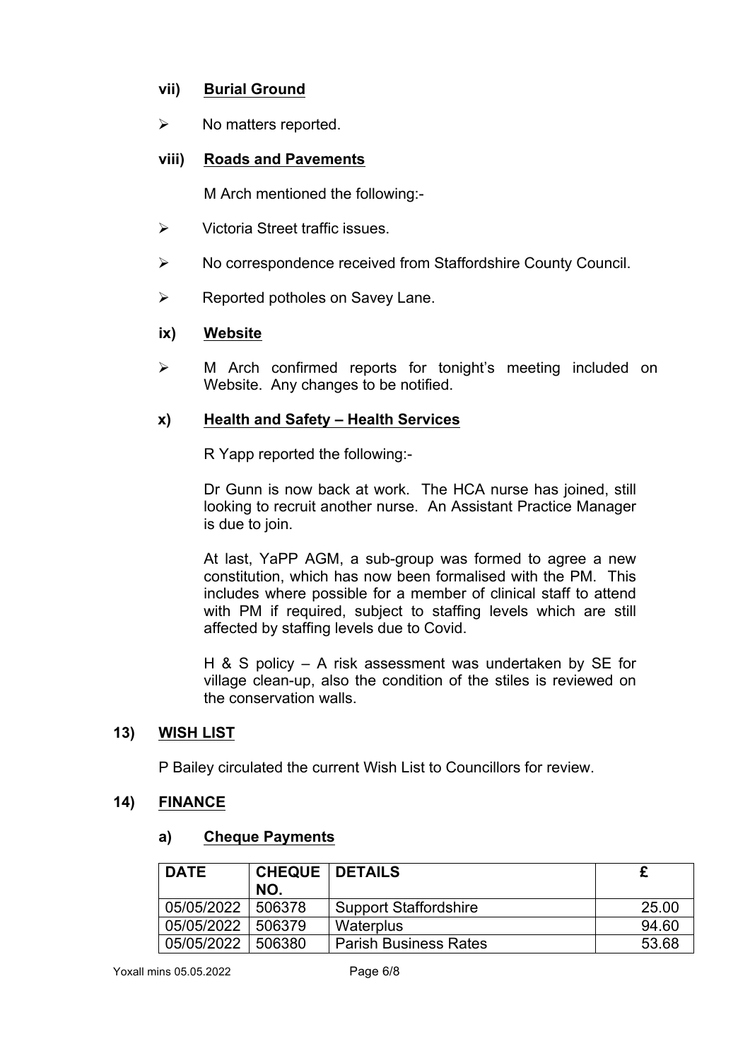### vii) Burial Ground

- No matters reported.

### viii) Roads and Pavements

M Arch mentioned the following:-

- Victoria Street traffic issues.
- No correspondence received from Staffordshire County Council.
- Reported potholes on Savey Lane.

### ix) Website

- M Arch confirmed reports for tonight's meeting included on Website. Any changes to be notified.

### x) Health and Safety – Health Services

R Yapp reported the following:-

Dr Gunn is now back at work. The HCA nurse has joined, still looking to recruit another nurse. An Assistant Practice Manager is due to join.

At last, YaPP AGM, a sub-group was formed to agree a new constitution, which has now been formalised with the PM. This includes where possible for a member of clinical staff to attend with PM if required, subject to staffing levels which are still affected by staffing levels due to Covid.

H & S policy – A risk assessment was undertaken by SE for village clean-up, also the condition of the stiles is reviewed on the conservation walls.

## 13) WISH LIST

P Bailey circulated the current Wish List to Councillors for review.

## 14) FINANCE

### a) Cheque Payments

| DATE | CHEQUE NO. | DETAILS | £ |
|---|---|---|---|
| 05/05/2022 | 506378 | Support Staffordshire | 25.00 |
| 05/05/2022 | 506379 | Waterplus | 94.60 |
| 05/05/2022 | 506380 | Parish Business Rates | 53.68 |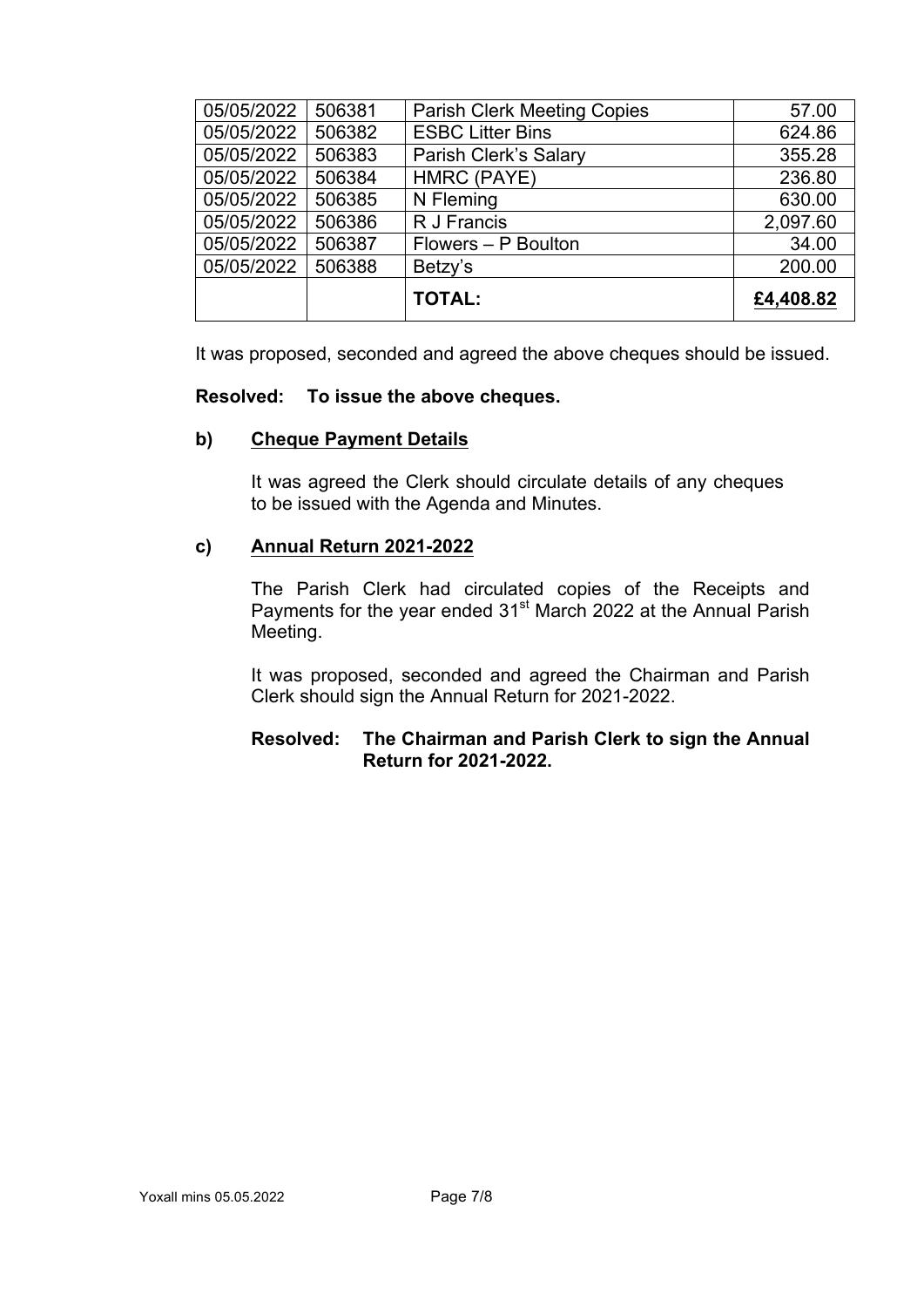| 05/05/2022 | 506381 | Parish Clerk Meeting Copies | 57.00 |
|---|---|---|---|
| 05/05/2022 | 506382 | ESBC Litter Bins | 624.86 |
| 05/05/2022 | 506383 | Parish Clerk's Salary | 355.28 |
| 05/05/2022 | 506384 | HMRC (PAYE) | 236.80 |
| 05/05/2022 | 506385 | N Fleming | 630.00 |
| 05/05/2022 | 506386 | R J Francis | 2,097.60 |
| 05/05/2022 | 506387 | Flowers – P Boulton | 34.00 |
| 05/05/2022 | 506388 | Betzy's | 200.00 |
| | | **TOTAL:** | **£4,408.82** |

It was proposed, seconded and agreed the above cheques should be issued.

**Resolved: To issue the above cheques.**

**b) Cheque Payment Details**

It was agreed the Clerk should circulate details of any cheques to be issued with the Agenda and Minutes.

**c) Annual Return 2021-2022**

The Parish Clerk had circulated copies of the Receipts and Payments for the year ended 31st March 2022 at the Annual Parish Meeting.

It was proposed, seconded and agreed the Chairman and Parish Clerk should sign the Annual Return for 2021-2022.

**Resolved: The Chairman and Parish Clerk to sign the Annual Return for 2021-2022.**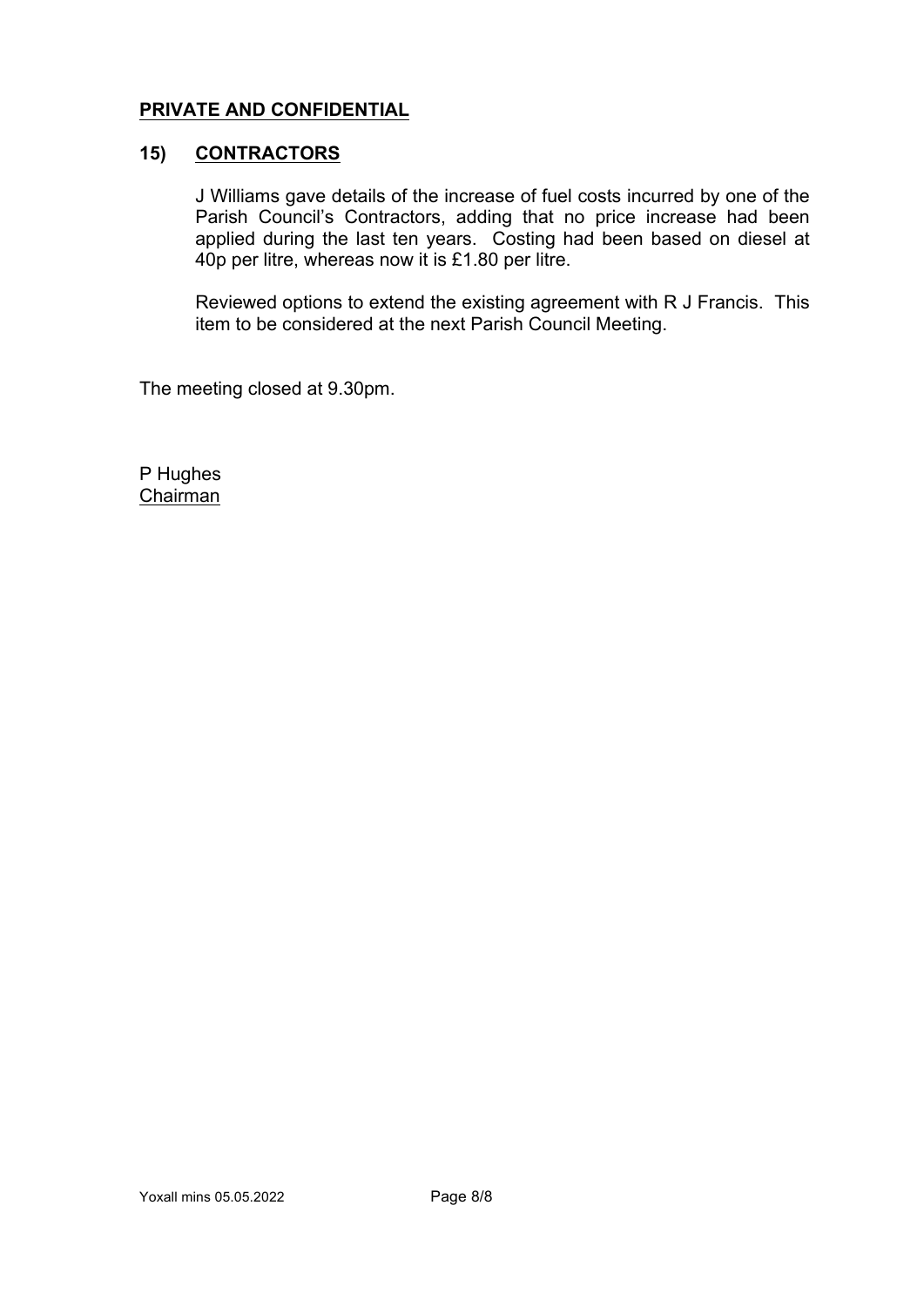**PRIVATE AND CONFIDENTIAL**

**15) CONTRACTORS**

J Williams gave details of the increase of fuel costs incurred by one of the Parish Council's Contractors, adding that no price increase had been applied during the last ten years. Costing had been based on diesel at 40p per litre, whereas now it is £1.80 per litre.

Reviewed options to extend the existing agreement with R J Francis. This item to be considered at the next Parish Council Meeting.

The meeting closed at 9.30pm.

P Hughes
Chairman